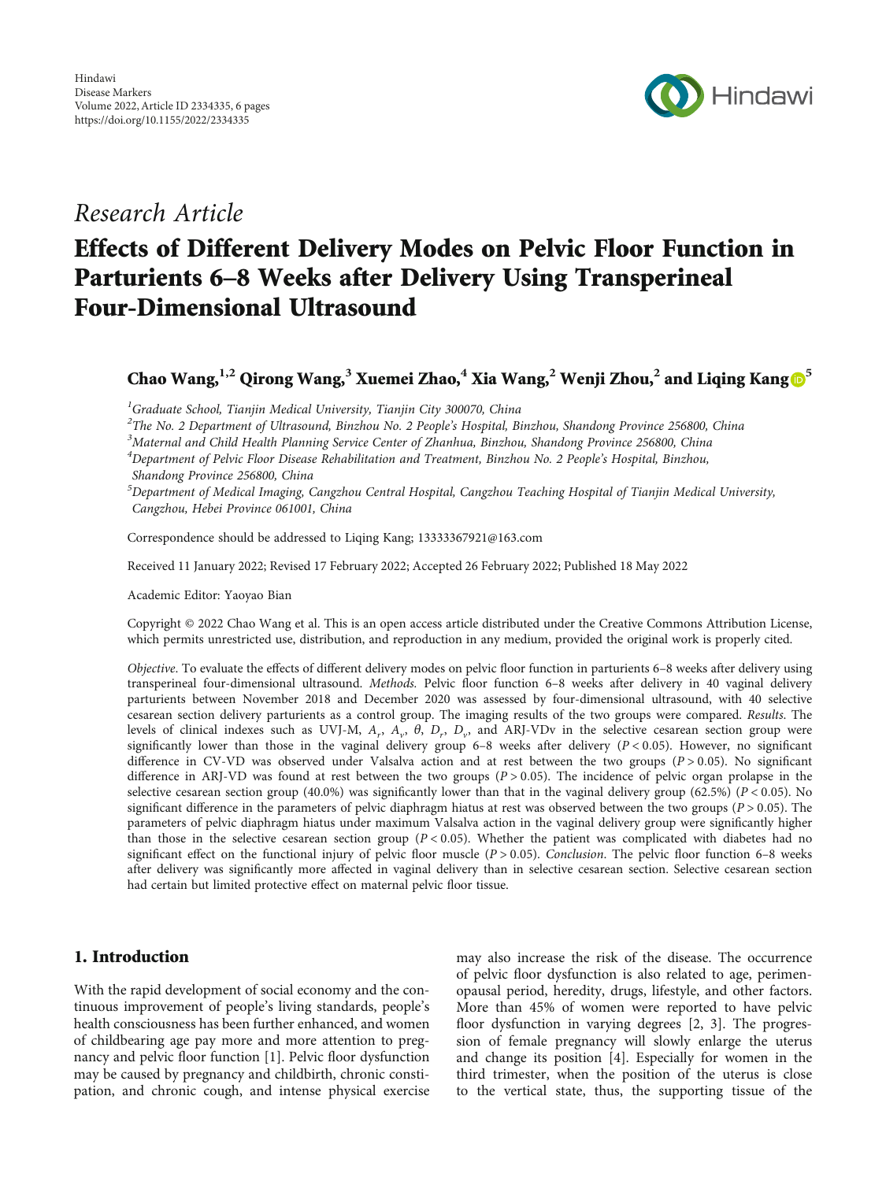Hindawi
Disease Markers
Volume 2022, Article ID 2334335, 6 pages
https://doi.org/10.1155/2022/2334335

*Research Article*

# Effects of Different Delivery Modes on Pelvic Floor Function in Parturients 6–8 Weeks after Delivery Using Transperineal Four-Dimensional Ultrasound

**Chao Wang,[1,2] Qirong Wang,[3] Xuemei Zhao,[4] Xia Wang,[2] Wenji Zhou,[2] and Liqing Kang[5]**

[1]Graduate School, Tianjin Medical University, Tianjin City 300070, China
[2]The No. 2 Department of Ultrasound, Binzhou No. 2 People's Hospital, Binzhou, Shandong Province 256800, China
[3]Maternal and Child Health Planning Service Center of Zhanhua, Binzhou, Shandong Province 256800, China
[4]Department of Pelvic Floor Disease Rehabilitation and Treatment, Binzhou No. 2 People's Hospital, Binzhou, Shandong Province 256800, China
[5]Department of Medical Imaging, Cangzhou Central Hospital, Cangzhou Teaching Hospital of Tianjin Medical University, Cangzhou, Hebei Province 061001, China

Correspondence should be addressed to Liqing Kang; 13333367921@163.com

Received 11 January 2022; Revised 17 February 2022; Accepted 26 February 2022; Published 18 May 2022

Academic Editor: Yaoyao Bian

Copyright © 2022 Chao Wang et al. This is an open access article distributed under the Creative Commons Attribution License, which permits unrestricted use, distribution, and reproduction in any medium, provided the original work is properly cited.

*Objective*. To evaluate the effects of different delivery modes on pelvic floor function in parturients 6–8 weeks after delivery using transperineal four-dimensional ultrasound. *Methods*. Pelvic floor function 6–8 weeks after delivery in 40 vaginal delivery parturients between November 2018 and December 2020 was assessed by four-dimensional ultrasound, with 40 selective cesarean section delivery parturients as a control group. The imaging results of the two groups were compared. *Results*. The levels of clinical indexes such as UVJ-M, $A_r$, $A_v$, $\theta$, $D_r$, $D_v$, and ARJ-VDv in the selective cesarean section group were significantly lower than those in the vaginal delivery group 6–8 weeks after delivery ($P < 0.05$). However, no significant difference in CV-VD was observed under Valsalva action and at rest between the two groups ($P > 0.05$). No significant difference in ARJ-VD was found at rest between the two groups ($P > 0.05$). The incidence of pelvic organ prolapse in the selective cesarean section group (40.0%) was significantly lower than that in the vaginal delivery group (62.5%) ($P < 0.05$). No significant difference in the parameters of pelvic diaphragm hiatus at rest was observed between the two groups ($P > 0.05$). The parameters of pelvic diaphragm hiatus under maximum Valsalva action in the vaginal delivery group were significantly higher than those in the selective cesarean section group ($P < 0.05$). Whether the patient was complicated with diabetes had no significant effect on the functional injury of pelvic floor muscle ($P > 0.05$). *Conclusion*. The pelvic floor function 6–8 weeks after delivery was significantly more affected in vaginal delivery than in selective cesarean section. Selective cesarean section had certain but limited protective effect on maternal pelvic floor tissue.

## 1. Introduction

With the rapid development of social economy and the continuous improvement of people's living standards, people's health consciousness has been further enhanced, and women of childbearing age pay more and more attention to pregnancy and pelvic floor function [1]. Pelvic floor dysfunction may be caused by pregnancy and childbirth, chronic constipation, and chronic cough, and intense physical exercise may also increase the risk of the disease. The occurrence of pelvic floor dysfunction is also related to age, perimenopausal period, heredity, drugs, lifestyle, and other factors. More than 45% of women were reported to have pelvic floor dysfunction in varying degrees [2, 3]. The progression of female pregnancy will slowly enlarge the uterus and change its position [4]. Especially for women in the third trimester, when the position of the uterus is close to the vertical state, thus, the supporting tissue of the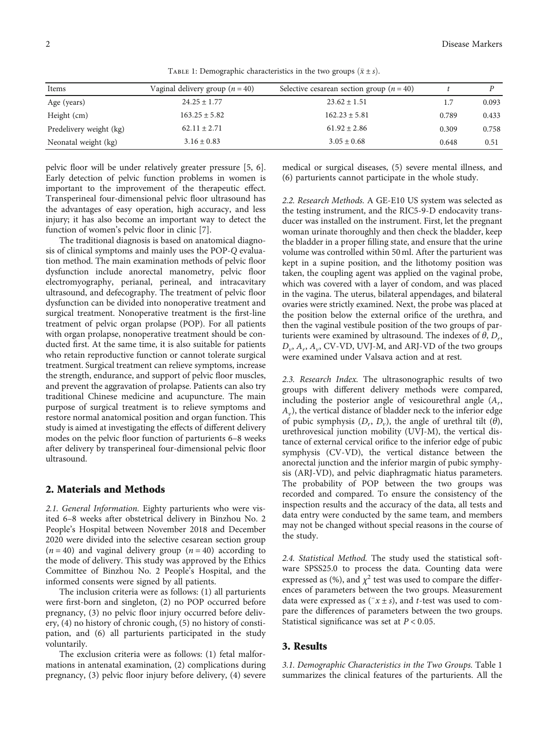Table 1: Demographic characteristics in the two groups ($\bar{x} \pm s$).

| Items | Vaginal delivery group ($n = 40$) | Selective cesarean section group ($n = 40$) | $t$ | $P$ |
|---|---|---|---|---|
| Age (years) | $24.25 \pm 1.77$ | $23.62 \pm 1.51$ | 1.7 | 0.093 |
| Height (cm) | $163.25 \pm 5.82$ | $162.23 \pm 5.81$ | 0.789 | 0.433 |
| Predelivery weight (kg) | $62.11 \pm 2.71$ | $61.92 \pm 2.86$ | 0.309 | 0.758 |
| Neonatal weight (kg) | $3.16 \pm 0.83$ | $3.05 \pm 0.68$ | 0.648 | 0.51 |

pelvic floor will be under relatively greater pressure [5, 6]. Early detection of pelvic function problems in women is important to the improvement of the therapeutic effect. Transperineal four-dimensional pelvic floor ultrasound has the advantages of easy operation, high accuracy, and less injury; it has also become an important way to detect the function of women's pelvic floor in clinic [7].

The traditional diagnosis is based on anatomical diagnosis of clinical symptoms and mainly uses the POP-Q evaluation method. The main examination methods of pelvic floor dysfunction include anorectal manometry, pelvic floor electromyography, perianal, perineal, and intracavitary ultrasound, and defecography. The treatment of pelvic floor dysfunction can be divided into nonoperative treatment and surgical treatment. Nonoperative treatment is the first-line treatment of pelvic organ prolapse (POP). For all patients with organ prolapse, nonoperative treatment should be conducted first. At the same time, it is also suitable for patients who retain reproductive function or cannot tolerate surgical treatment. Surgical treatment can relieve symptoms, increase the strength, endurance, and support of pelvic floor muscles, and prevent the aggravation of prolapse. Patients can also try traditional Chinese medicine and acupuncture. The main purpose of surgical treatment is to relieve symptoms and restore normal anatomical position and organ function. This study is aimed at investigating the effects of different delivery modes on the pelvic floor function of parturients 6–8 weeks after delivery by transperineal four-dimensional pelvic floor ultrasound.

## 2. Materials and Methods

*2.1. General Information.* Eighty parturients who were visited 6–8 weeks after obstetrical delivery in Binzhou No. 2 People's Hospital between November 2018 and December 2020 were divided into the selective cesarean section group ($n = 40$) and vaginal delivery group ($n = 40$) according to the mode of delivery. This study was approved by the Ethics Committee of Binzhou No. 2 People's Hospital, and the informed consents were signed by all patients.

The inclusion criteria were as follows: (1) all parturients were first-born and singleton, (2) no POP occurred before pregnancy, (3) no pelvic floor injury occurred before delivery, (4) no history of chronic cough, (5) no history of constipation, and (6) all parturients participated in the study voluntarily.

The exclusion criteria were as follows: (1) fetal malformations in antenatal examination, (2) complications during pregnancy, (3) pelvic floor injury before delivery, (4) severe medical or surgical diseases, (5) severe mental illness, and (6) parturients cannot participate in the whole study.

*2.2. Research Methods.* A GE-E10 US system was selected as the testing instrument, and the RIC5-9-D endocavity transducer was installed on the instrument. First, let the pregnant woman urinate thoroughly and then check the bladder, keep the bladder in a proper filling state, and ensure that the urine volume was controlled within 50 ml. After the parturient was kept in a supine position, and the lithotomy position was taken, the coupling agent was applied on the vaginal probe, which was covered with a layer of condom, and was placed in the vagina. The uterus, bilateral appendages, and bilateral ovaries were strictly examined. Next, the probe was placed at the position below the external orifice of the urethra, and then the vaginal vestibule position of the two groups of parturients were examined by ultrasound. The indexes of $\theta$, $D_r$, $D_v$, $A_r$, $A_v$, CV-VD, UVJ-M, and ARJ-VD of the two groups were examined under Valsava action and at rest.

*2.3. Research Index.* The ultrasonographic results of two groups with different delivery methods were compared, including the posterior angle of vesicourethral angle ($A_r$, $A_v$), the vertical distance of bladder neck to the inferior edge of pubic symphysis ($D_r$, $D_v$), the angle of urethral tilt ($\theta$), urethrovesical junction mobility (UVJ-M), the vertical distance of external cervical orifice to the inferior edge of pubic symphysis (CV-VD), the vertical distance between the anorectal junction and the inferior margin of pubic symphysis (ARJ-VD), and pelvic diaphragmatic hiatus parameters. The probability of POP between the two groups was recorded and compared. To ensure the consistency of the inspection results and the accuracy of the data, all tests and data entry were conducted by the same team, and members may not be changed without special reasons in the course of the study.

*2.4. Statistical Method.* The study used the statistical software SPSS25.0 to process the data. Counting data were expressed as (%), and $\chi^2$ test was used to compare the differences of parameters between the two groups. Measurement data were expressed as ($\bar{x} \pm s$), and $t$-test was used to compare the differences of parameters between the two groups. Statistical significance was set at $P < 0.05$.

## 3. Results

*3.1. Demographic Characteristics in the Two Groups.* Table 1 summarizes the clinical features of the parturients. All the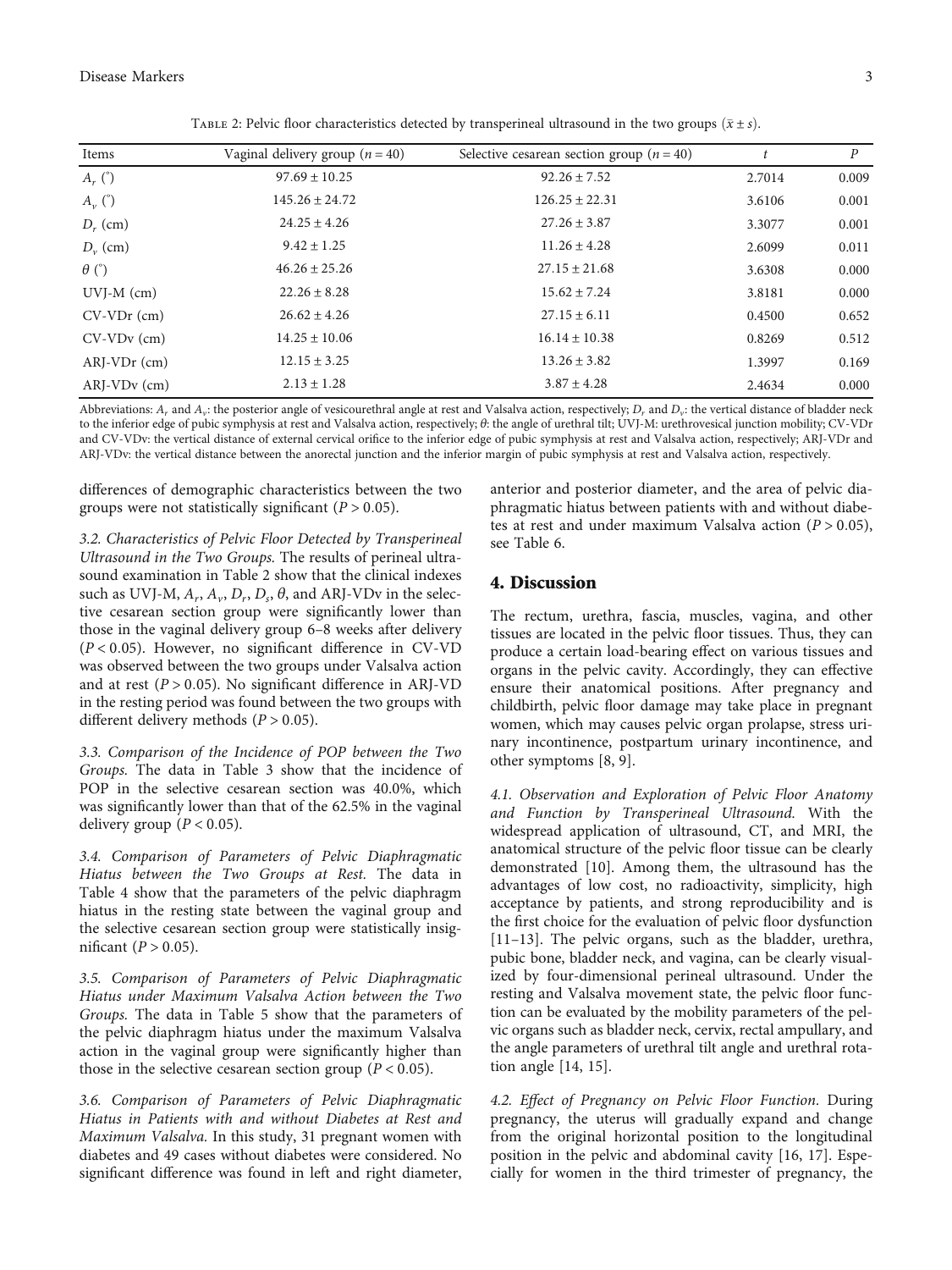Table 2: Pelvic floor characteristics detected by transperineal ultrasound in the two groups ($\bar{x} \pm s$).

| Items | Vaginal delivery group ($n = 40$) | Selective cesarean section group ($n = 40$) | $t$ | $P$ |
|---|---|---|---|---|
| $A_r$ (°) | 97.69 ± 10.25 | 92.26 ± 7.52 | 2.7014 | 0.009 |
| $A_v$ (°) | 145.26 ± 24.72 | 126.25 ± 22.31 | 3.6106 | 0.001 |
| $D_r$ (cm) | 24.25 ± 4.26 | 27.26 ± 3.87 | 3.3077 | 0.001 |
| $D_v$ (cm) | 9.42 ± 1.25 | 11.26 ± 4.28 | 2.6099 | 0.011 |
| $\theta$ (°) | 46.26 ± 25.26 | 27.15 ± 21.68 | 3.6308 | 0.000 |
| UVJ-M (cm) | 22.26 ± 8.28 | 15.62 ± 7.24 | 3.8181 | 0.000 |
| CV-VDr (cm) | 26.62 ± 4.26 | 27.15 ± 6.11 | 0.4500 | 0.652 |
| CV-VDv (cm) | 14.25 ± 10.06 | 16.14 ± 10.38 | 0.8269 | 0.512 |
| ARJ-VDr (cm) | 12.15 ± 3.25 | 13.26 ± 3.82 | 1.3997 | 0.169 |
| ARJ-VDv (cm) | 2.13 ± 1.28 | 3.87 ± 4.28 | 2.4634 | 0.000 |

Abbreviations: $A_r$ and $A_v$: the posterior angle of vesicourethral angle at rest and Valsalva action, respectively; $D_r$ and $D_v$: the vertical distance of bladder neck to the inferior edge of pubic symphysis at rest and Valsalva action, respectively; $\theta$: the angle of urethral tilt; UVJ-M: urethrovesical junction mobility; CV-VDr and CV-VDv: the vertical distance of external cervical orifice to the inferior edge of pubic symphysis at rest and Valsalva action, respectively; ARJ-VDr and ARJ-VDv: the vertical distance between the anorectal junction and the inferior margin of pubic symphysis at rest and Valsalva action, respectively.

differences of demographic characteristics between the two groups were not statistically significant ($P > 0.05$).

*3.2. Characteristics of Pelvic Floor Detected by Transperineal Ultrasound in the Two Groups.* The results of perineal ultrasound examination in Table 2 show that the clinical indexes such as UVJ-M, $A_r$, $A_v$, $D_r$, $D_s$, $\theta$, and ARJ-VDv in the selective cesarean section group were significantly lower than those in the vaginal delivery group 6–8 weeks after delivery ($P < 0.05$). However, no significant difference in CV-VD was observed between the two groups under Valsalva action and at rest ($P > 0.05$). No significant difference in ARJ-VD in the resting period was found between the two groups with different delivery methods ($P > 0.05$).

*3.3. Comparison of the Incidence of POP between the Two Groups.* The data in Table 3 show that the incidence of POP in the selective cesarean section was 40.0%, which was significantly lower than that of the 62.5% in the vaginal delivery group ($P < 0.05$).

*3.4. Comparison of Parameters of Pelvic Diaphragmatic Hiatus between the Two Groups at Rest.* The data in Table 4 show that the parameters of the pelvic diaphragm hiatus in the resting state between the vaginal group and the selective cesarean section group were statistically insignificant ($P > 0.05$).

*3.5. Comparison of Parameters of Pelvic Diaphragmatic Hiatus under Maximum Valsalva Action between the Two Groups.* The data in Table 5 show that the parameters of the pelvic diaphragm hiatus under the maximum Valsalva action in the vaginal group were significantly higher than those in the selective cesarean section group ($P < 0.05$).

*3.6. Comparison of Parameters of Pelvic Diaphragmatic Hiatus in Patients with and without Diabetes at Rest and Maximum Valsalva.* In this study, 31 pregnant women with diabetes and 49 cases without diabetes were considered. No significant difference was found in left and right diameter, anterior and posterior diameter, and the area of pelvic diaphragmatic hiatus between patients with and without diabetes at rest and under maximum Valsalva action ($P > 0.05$), see Table 6.

## 4. Discussion

The rectum, urethra, fascia, muscles, vagina, and other tissues are located in the pelvic floor tissues. Thus, they can produce a certain load-bearing effect on various tissues and organs in the pelvic cavity. Accordingly, they can effective ensure their anatomical positions. After pregnancy and childbirth, pelvic floor damage may take place in pregnant women, which may causes pelvic organ prolapse, stress urinary incontinence, postpartum urinary incontinence, and other symptoms [8, 9].

*4.1. Observation and Exploration of Pelvic Floor Anatomy and Function by Transperineal Ultrasound.* With the widespread application of ultrasound, CT, and MRI, the anatomical structure of the pelvic floor tissue can be clearly demonstrated [10]. Among them, the ultrasound has the advantages of low cost, no radioactivity, simplicity, high acceptance by patients, and strong reproducibility and is the first choice for the evaluation of pelvic floor dysfunction [11–13]. The pelvic organs, such as the bladder, urethra, pubic bone, bladder neck, and vagina, can be clearly visualized by four-dimensional perineal ultrasound. Under the resting and Valsalva movement state, the pelvic floor function can be evaluated by the mobility parameters of the pelvic organs such as bladder neck, cervix, rectal ampullary, and the angle parameters of urethral tilt angle and urethral rotation angle [14, 15].

*4.2. Effect of Pregnancy on Pelvic Floor Function.* During pregnancy, the uterus will gradually expand and change from the original horizontal position to the longitudinal position in the pelvic and abdominal cavity [16, 17]. Especially for women in the third trimester of pregnancy, the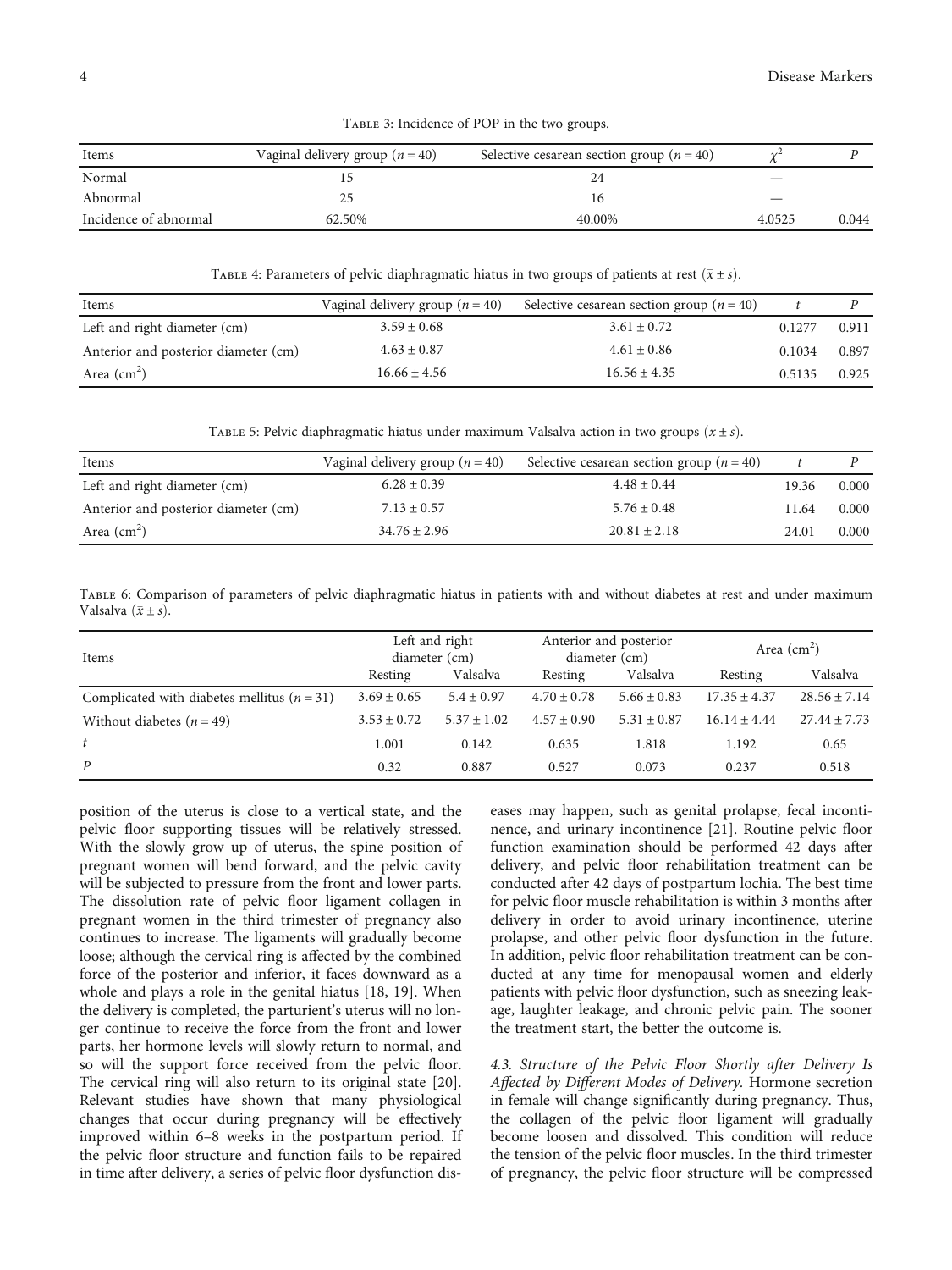Table 3: Incidence of POP in the two groups.

| Items | Vaginal delivery group ($n = 40$) | Selective cesarean section group ($n = 40$) | $\chi^2$ | $P$ |
|---|---|---|---|---|
| Normal | 15 | 24 | — | |
| Abnormal | 25 | 16 | — | |
| Incidence of abnormal | 62.50% | 40.00% | 4.0525 | 0.044 |

Table 4: Parameters of pelvic diaphragmatic hiatus in two groups of patients at rest ($\bar{x} \pm s$).

| Items | Vaginal delivery group ($n = 40$) | Selective cesarean section group ($n = 40$) | $t$ | $P$ |
|---|---|---|---|---|
| Left and right diameter (cm) | $3.59 \pm 0.68$ | $3.61 \pm 0.72$ | 0.1277 | 0.911 |
| Anterior and posterior diameter (cm) | $4.63 \pm 0.87$ | $4.61 \pm 0.86$ | 0.1034 | 0.897 |
| Area (cm$^2$) | $16.66 \pm 4.56$ | $16.56 \pm 4.35$ | 0.5135 | 0.925 |

Table 5: Pelvic diaphragmatic hiatus under maximum Valsalva action in two groups ($\bar{x} \pm s$).

| Items | Vaginal delivery group ($n = 40$) | Selective cesarean section group ($n = 40$) | $t$ | $P$ |
|---|---|---|---|---|
| Left and right diameter (cm) | $6.28 \pm 0.39$ | $4.48 \pm 0.44$ | 19.36 | 0.000 |
| Anterior and posterior diameter (cm) | $7.13 \pm 0.57$ | $5.76 \pm 0.48$ | 11.64 | 0.000 |
| Area (cm$^2$) | $34.76 \pm 2.96$ | $20.81 \pm 2.18$ | 24.01 | 0.000 |

Table 6: Comparison of parameters of pelvic diaphragmatic hiatus in patients with and without diabetes at rest and under maximum Valsalva ($\bar{x} \pm s$).

| Items | Left and right diameter (cm) | | Anterior and posterior diameter (cm) | | Area (cm$^2$) | |
|---|---|---|---|---|---|---|
| | Resting | Valsalva | Resting | Valsalva | Resting | Valsalva |
| Complicated with diabetes mellitus ($n = 31$) | $3.69 \pm 0.65$ | $5.4 \pm 0.97$ | $4.70 \pm 0.78$ | $5.66 \pm 0.83$ | $17.35 \pm 4.37$ | $28.56 \pm 7.14$ |
| Without diabetes ($n = 49$) | $3.53 \pm 0.72$ | $5.37 \pm 1.02$ | $4.57 \pm 0.90$ | $5.31 \pm 0.87$ | $16.14 \pm 4.44$ | $27.44 \pm 7.73$ |
| $t$ | 1.001 | 0.142 | 0.635 | 1.818 | 1.192 | 0.65 |
| $P$ | 0.32 | 0.887 | 0.527 | 0.073 | 0.237 | 0.518 |

position of the uterus is close to a vertical state, and the pelvic floor supporting tissues will be relatively stressed. With the slowly grow up of uterus, the spine position of pregnant women will bend forward, and the pelvic cavity will be subjected to pressure from the front and lower parts. The dissolution rate of pelvic floor ligament collagen in pregnant women in the third trimester of pregnancy also continues to increase. The ligaments will gradually become loose; although the cervical ring is affected by the combined force of the posterior and inferior, it faces downward as a whole and plays a role in the genital hiatus [18, 19]. When the delivery is completed, the parturient's uterus will no longer continue to receive the force from the front and lower parts, her hormone levels will slowly return to normal, and so will the support force received from the pelvic floor. The cervical ring will also return to its original state [20]. Relevant studies have shown that many physiological changes that occur during pregnancy will be effectively improved within 6–8 weeks in the postpartum period. If the pelvic floor structure and function fails to be repaired in time after delivery, a series of pelvic floor dysfunction diseases may happen, such as genital prolapse, fecal incontinence, and urinary incontinence [21]. Routine pelvic floor function examination should be performed 42 days after delivery, and pelvic floor rehabilitation treatment can be conducted after 42 days of postpartum lochia. The best time for pelvic floor muscle rehabilitation is within 3 months after delivery in order to avoid urinary incontinence, uterine prolapse, and other pelvic floor dysfunction in the future. In addition, pelvic floor rehabilitation treatment can be conducted at any time for menopausal women and elderly patients with pelvic floor dysfunction, such as sneezing leakage, laughter leakage, and chronic pelvic pain. The sooner the treatment start, the better the outcome is.

*4.3. Structure of the Pelvic Floor Shortly after Delivery Is Affected by Different Modes of Delivery.* Hormone secretion in female will change significantly during pregnancy. Thus, the collagen of the pelvic floor ligament will gradually become loosen and dissolved. This condition will reduce the tension of the pelvic floor muscles. In the third trimester of pregnancy, the pelvic floor structure will be compressed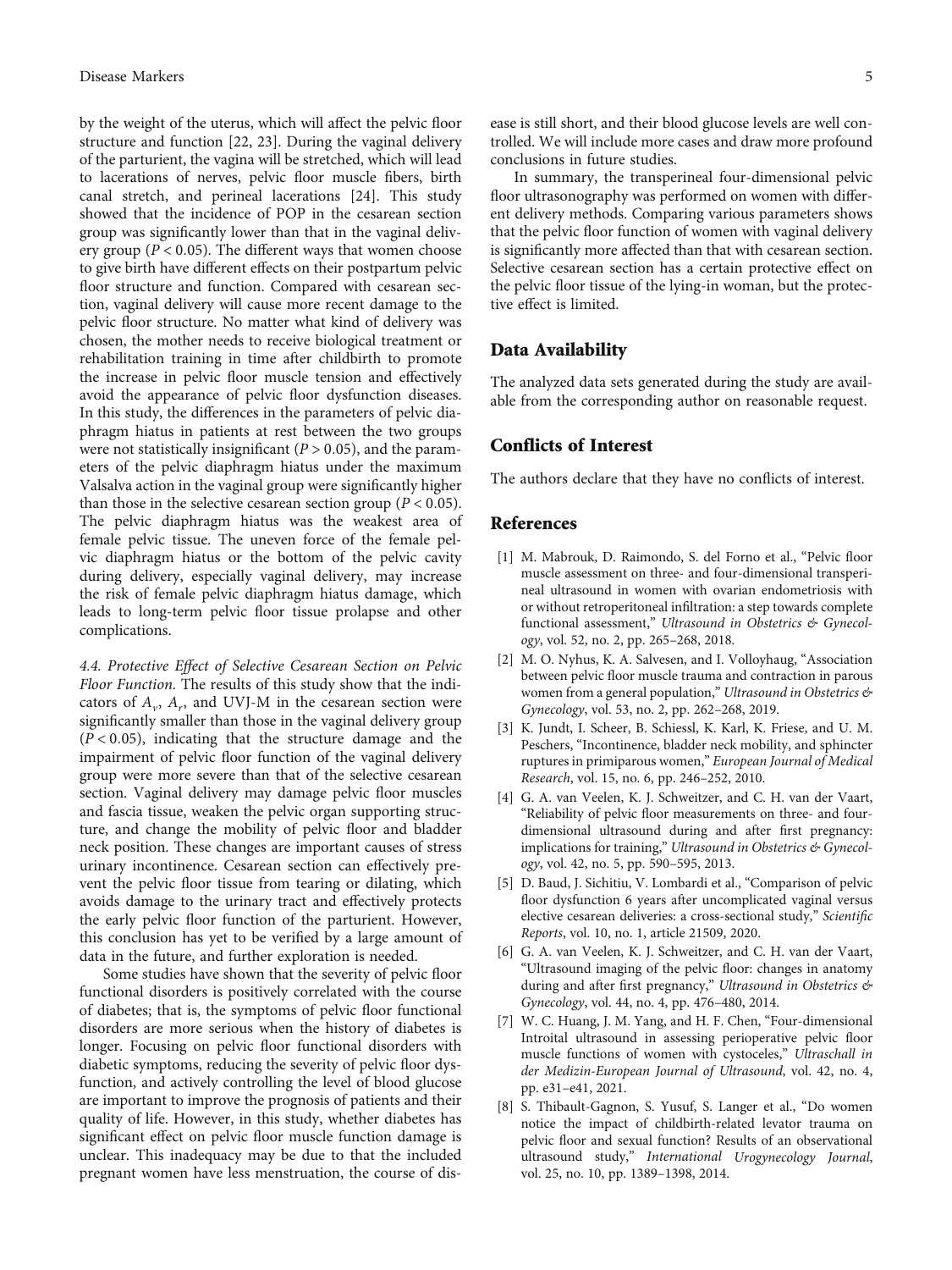by the weight of the uterus, which will affect the pelvic floor structure and function [22, 23]. During the vaginal delivery of the parturient, the vagina will be stretched, which will lead to lacerations of nerves, pelvic floor muscle fibers, birth canal stretch, and perineal lacerations [24]. This study showed that the incidence of POP in the cesarean section group was significantly lower than that in the vaginal delivery group ($P < 0.05$). The different ways that women choose to give birth have different effects on their postpartum pelvic floor structure and function. Compared with cesarean section, vaginal delivery will cause more recent damage to the pelvic floor structure. No matter what kind of delivery was chosen, the mother needs to receive biological treatment or rehabilitation training in time after childbirth to promote the increase in pelvic floor muscle tension and effectively avoid the appearance of pelvic floor dysfunction diseases. In this study, the differences in the parameters of pelvic diaphragm hiatus in patients at rest between the two groups were not statistically insignificant ($P > 0.05$), and the parameters of the pelvic diaphragm hiatus under the maximum Valsalva action in the vaginal group were significantly higher than those in the selective cesarean section group ($P < 0.05$). The pelvic diaphragm hiatus was the weakest area of female pelvic tissue. The uneven force of the female pelvic diaphragm hiatus or the bottom of the pelvic cavity during delivery, especially vaginal delivery, may increase the risk of female pelvic diaphragm hiatus damage, which leads to long-term pelvic floor tissue prolapse and other complications.

*4.4. Protective Effect of Selective Cesarean Section on Pelvic Floor Function.* The results of this study show that the indicators of $A_v$, $A_r$, and UVJ-M in the cesarean section were significantly smaller than those in the vaginal delivery group ($P < 0.05$), indicating that the structure damage and the impairment of pelvic floor function of the vaginal delivery group were more severe than that of the selective cesarean section. Vaginal delivery may damage pelvic floor muscles and fascia tissue, weaken the pelvic organ supporting structure, and change the mobility of pelvic floor and bladder neck position. These changes are important causes of stress urinary incontinence. Cesarean section can effectively prevent the pelvic floor tissue from tearing or dilating, which avoids damage to the urinary tract and effectively protects the early pelvic floor function of the parturient. However, this conclusion has yet to be verified by a large amount of data in the future, and further exploration is needed.

Some studies have shown that the severity of pelvic floor functional disorders is positively correlated with the course of diabetes; that is, the symptoms of pelvic floor functional disorders are more serious when the history of diabetes is longer. Focusing on pelvic floor functional disorders with diabetic symptoms, reducing the severity of pelvic floor dysfunction, and actively controlling the level of blood glucose are important to improve the prognosis of patients and their quality of life. However, in this study, whether diabetes has significant effect on pelvic floor muscle function damage is unclear. This inadequacy may be due to that the included pregnant women have less menstruation, the course of disease is still short, and their blood glucose levels are well controlled. We will include more cases and draw more profound conclusions in future studies.

In summary, the transperineal four-dimensional pelvic floor ultrasonography was performed on women with different delivery methods. Comparing various parameters shows that the pelvic floor function of women with vaginal delivery is significantly more affected than that with cesarean section. Selective cesarean section has a certain protective effect on the pelvic floor tissue of the lying-in woman, but the protective effect is limited.

## Data Availability

The analyzed data sets generated during the study are available from the corresponding author on reasonable request.

## Conflicts of Interest

The authors declare that they have no conflicts of interest.

## References

[1] M. Mabrouk, D. Raimondo, S. del Forno et al., "Pelvic floor muscle assessment on three- and four-dimensional transperineal ultrasound in women with ovarian endometriosis with or without retroperitoneal infiltration: a step towards complete functional assessment," *Ultrasound in Obstetrics & Gynecology*, vol. 52, no. 2, pp. 265–268, 2018.

[2] M. O. Nyhus, K. A. Salvesen, and I. Volloyhaug, "Association between pelvic floor muscle trauma and contraction in parous women from a general population," *Ultrasound in Obstetrics & Gynecology*, vol. 53, no. 2, pp. 262–268, 2019.

[3] K. Jundt, I. Scheer, B. Schiessl, K. Karl, K. Friese, and U. M. Peschers, "Incontinence, bladder neck mobility, and sphincter ruptures in primiparous women," *European Journal of Medical Research*, vol. 15, no. 6, pp. 246–252, 2010.

[4] G. A. van Veelen, K. J. Schweitzer, and C. H. van der Vaart, "Reliability of pelvic floor measurements on three- and four-dimensional ultrasound during and after first pregnancy: implications for training," *Ultrasound in Obstetrics & Gynecology*, vol. 42, no. 5, pp. 590–595, 2013.

[5] D. Baud, J. Sichitiu, V. Lombardi et al., "Comparison of pelvic floor dysfunction 6 years after uncomplicated vaginal versus elective cesarean deliveries: a cross-sectional study," *Scientific Reports*, vol. 10, no. 1, article 21509, 2020.

[6] G. A. van Veelen, K. J. Schweitzer, and C. H. van der Vaart, "Ultrasound imaging of the pelvic floor: changes in anatomy during and after first pregnancy," *Ultrasound in Obstetrics & Gynecology*, vol. 44, no. 4, pp. 476–480, 2014.

[7] W. C. Huang, J. M. Yang, and H. F. Chen, "Four-dimensional Introital ultrasound in assessing perioperative pelvic floor muscle functions of women with cystoceles," *Ultraschall in der Medizin-European Journal of Ultrasound*, vol. 42, no. 4, pp. e31–e41, 2021.

[8] S. Thibault-Gagnon, S. Yusuf, S. Langer et al., "Do women notice the impact of childbirth-related levator trauma on pelvic floor and sexual function? Results of an observational ultrasound study," *International Urogynecology Journal*, vol. 25, no. 10, pp. 1389–1398, 2014.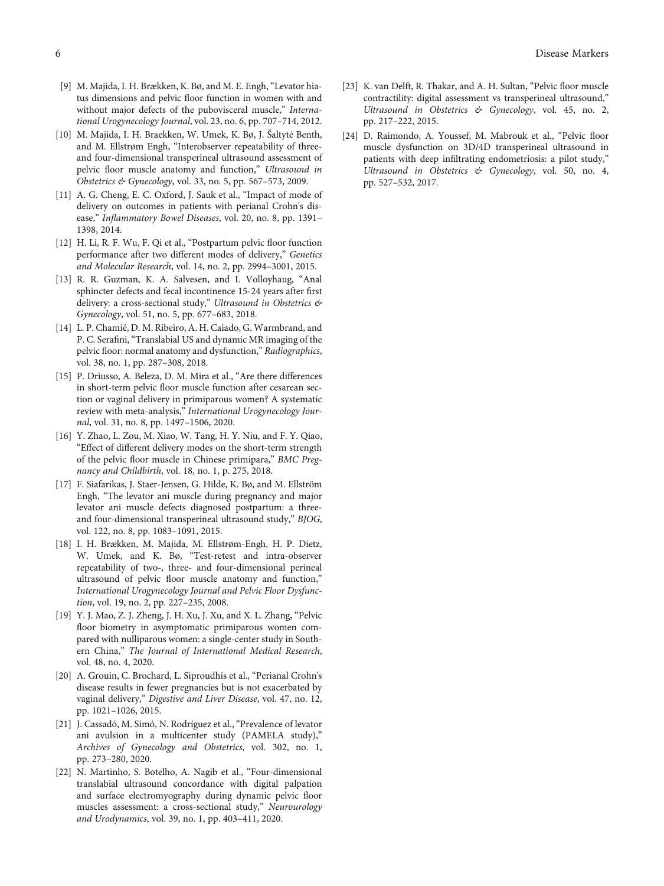[9] M. Majida, I. H. Brækken, K. Bø, and M. E. Engh, "Levator hiatus dimensions and pelvic floor function in women with and without major defects of the pubovisceral muscle," *International Urogynecology Journal*, vol. 23, no. 6, pp. 707–714, 2012.

[10] M. Majida, I. H. Braekken, W. Umek, K. Bø, J. Šaltytė Benth, and M. Ellstrøm Engh, "Interobserver repeatability of three- and four-dimensional transperineal ultrasound assessment of pelvic floor muscle anatomy and function," *Ultrasound in Obstetrics & Gynecology*, vol. 33, no. 5, pp. 567–573, 2009.

[11] A. G. Cheng, E. C. Oxford, J. Sauk et al., "Impact of mode of delivery on outcomes in patients with perianal Crohn's disease," *Inflammatory Bowel Diseases*, vol. 20, no. 8, pp. 1391–1398, 2014.

[12] H. Li, R. F. Wu, F. Qi et al., "Postpartum pelvic floor function performance after two different modes of delivery," *Genetics and Molecular Research*, vol. 14, no. 2, pp. 2994–3001, 2015.

[13] R. R. Guzman, K. A. Salvesen, and I. Volloyhaug, "Anal sphincter defects and fecal incontinence 15-24 years after first delivery: a cross-sectional study," *Ultrasound in Obstetrics & Gynecology*, vol. 51, no. 5, pp. 677–683, 2018.

[14] L. P. Chamié, D. M. Ribeiro, A. H. Caiado, G. Warmbrand, and P. C. Serafini, "Translabial US and dynamic MR imaging of the pelvic floor: normal anatomy and dysfunction," *Radiographics*, vol. 38, no. 1, pp. 287–308, 2018.

[15] P. Driusso, A. Beleza, D. M. Mira et al., "Are there differences in short-term pelvic floor muscle function after cesarean section or vaginal delivery in primiparous women? A systematic review with meta-analysis," *International Urogynecology Journal*, vol. 31, no. 8, pp. 1497–1506, 2020.

[16] Y. Zhao, L. Zou, M. Xiao, W. Tang, H. Y. Niu, and F. Y. Qiao, "Effect of different delivery modes on the short-term strength of the pelvic floor muscle in Chinese primipara," *BMC Pregnancy and Childbirth*, vol. 18, no. 1, p. 275, 2018.

[17] F. Siafarikas, J. Staer-Jensen, G. Hilde, K. Bø, and M. Ellström Engh, "The levator ani muscle during pregnancy and major levator ani muscle defects diagnosed postpartum: a three- and four-dimensional transperineal ultrasound study," *BJOG*, vol. 122, no. 8, pp. 1083–1091, 2015.

[18] I. H. Brækken, M. Majida, M. Ellstrøm-Engh, H. P. Dietz, W. Umek, and K. Bø, "Test-retest and intra-observer repeatability of two-, three- and four-dimensional perineal ultrasound of pelvic floor muscle anatomy and function," *International Urogynecology Journal and Pelvic Floor Dysfunction*, vol. 19, no. 2, pp. 227–235, 2008.

[19] Y. J. Mao, Z. J. Zheng, J. H. Xu, J. Xu, and X. L. Zhang, "Pelvic floor biometry in asymptomatic primiparous women compared with nulliparous women: a single-center study in Southern China," *The Journal of International Medical Research*, vol. 48, no. 4, 2020.

[20] A. Grouin, C. Brochard, L. Siproudhis et al., "Perianal Crohn's disease results in fewer pregnancies but is not exacerbated by vaginal delivery," *Digestive and Liver Disease*, vol. 47, no. 12, pp. 1021–1026, 2015.

[21] J. Cassadó, M. Simó, N. Rodríguez et al., "Prevalence of levator ani avulsion in a multicenter study (PAMELA study)," *Archives of Gynecology and Obstetrics*, vol. 302, no. 1, pp. 273–280, 2020.

[22] N. Martinho, S. Botelho, A. Nagib et al., "Four-dimensional translabial ultrasound concordance with digital palpation and surface electromyography during dynamic pelvic floor muscles assessment: a cross-sectional study," *Neurourology and Urodynamics*, vol. 39, no. 1, pp. 403–411, 2020.

[23] K. van Delft, R. Thakar, and A. H. Sultan, "Pelvic floor muscle contractility: digital assessment vs transperineal ultrasound," *Ultrasound in Obstetrics & Gynecology*, vol. 45, no. 2, pp. 217–222, 2015.

[24] D. Raimondo, A. Youssef, M. Mabrouk et al., "Pelvic floor muscle dysfunction on 3D/4D transperineal ultrasound in patients with deep infiltrating endometriosis: a pilot study," *Ultrasound in Obstetrics & Gynecology*, vol. 50, no. 4, pp. 527–532, 2017.